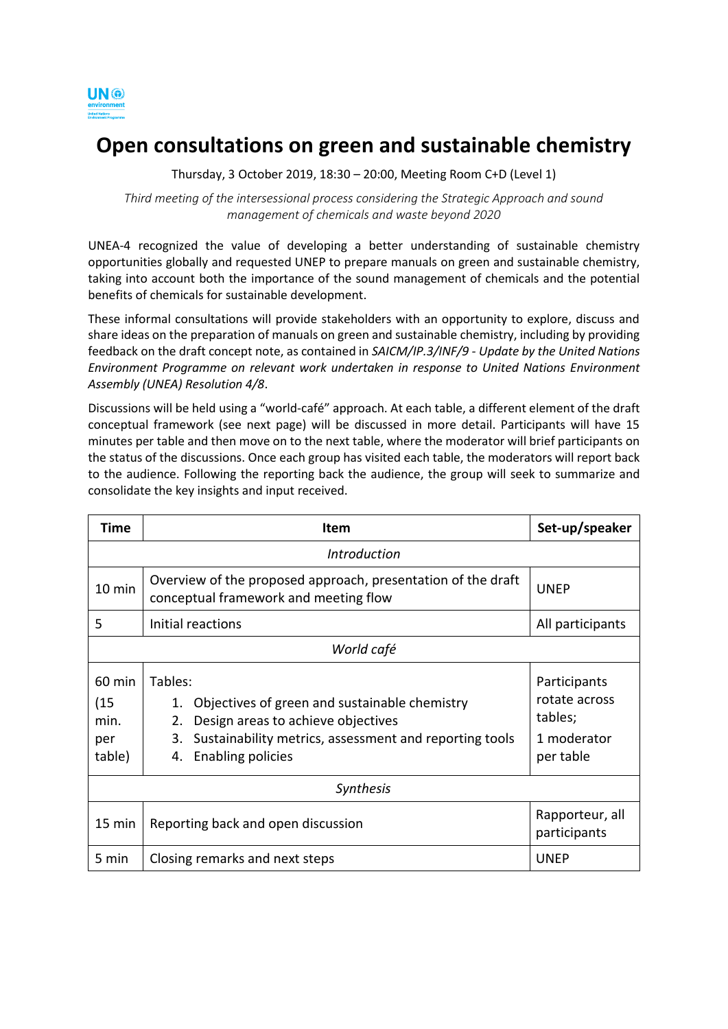# Open consultations on green and sustainable chemistry

Thursday, 3 October 2019, 18:30 – 20:00, Meeting Room C+D (Level 1)

*Third meeting of the intersessional process considering the Strategic Approach and sound management of chemicals and waste beyond 2020*

UNEA-4 recognized the value of developing a better understanding of sustainable chemistry opportunities globally and requested UNEP to prepare manuals on green and sustainable chemistry, taking into account both the importance of the sound management of chemicals and the potential benefits of chemicals for sustainable development.

These informal consultations will provide stakeholders with an opportunity to explore, discuss and share ideas on the preparation of manuals on green and sustainable chemistry, including by providing feedback on the draft concept note, as contained in *SAICM/IP.3/INF/9 - Update by the United Nations Environment Programme on relevant work undertaken in response to United Nations Environment Assembly (UNEA) Resolution 4/8*.

Discussions will be held using a "world-café" approach. At each table, a different element of the draft conceptual framework (see next page) will be discussed in more detail. Participants will have 15 minutes per table and then move on to the next table, where the moderator will brief participants on the status of the discussions. Once each group has visited each table, the moderators will report back to the audience. Following the reporting back the audience, the group will seek to summarize and consolidate the key insights and input received.

| Time | Item | Set-up/speaker |
|---|---|---|
| | *Introduction* | |
| 10 min | Overview of the proposed approach, presentation of the draft conceptual framework and meeting flow | UNEP |
| 5 | Initial reactions | All participants |
| | *World café* | |
| 60 min (15 min. per table) | Tables: 1. Objectives of green and sustainable chemistry 2. Design areas to achieve objectives 3. Sustainability metrics, assessment and reporting tools 4. Enabling policies | Participants rotate across tables; 1 moderator per table |
| | *Synthesis* | |
| 15 min | Reporting back and open discussion | Rapporteur, all participants |
| 5 min | Closing remarks and next steps | UNEP |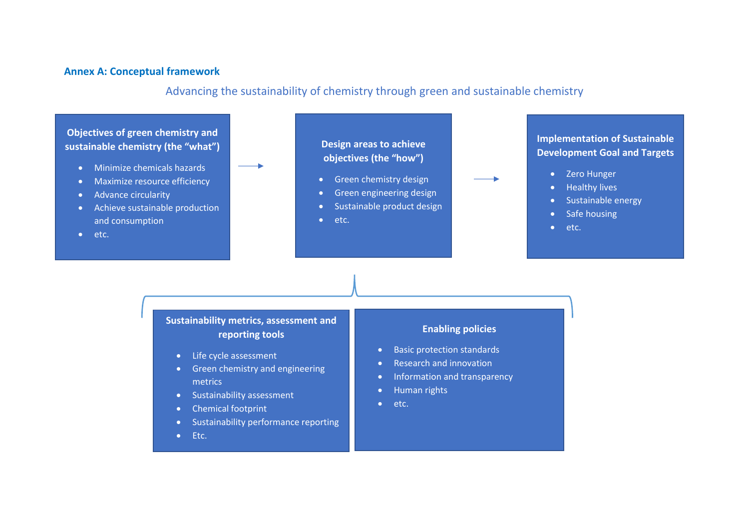## Annex A: Conceptual framework

Advancing the sustainability of chemistry through green and sustainable chemistry

**Objectives of green chemistry and sustainable chemistry (the "what")**

- Minimize chemicals hazards
- Maximize resource efficiency
- Advance circularity
- Achieve sustainable production and consumption
- etc.

**Design areas to achieve objectives (the "how")**

- Green chemistry design
- Green engineering design
- Sustainable product design
- etc.

**Implementation of Sustainable Development Goal and Targets**

- Zero Hunger
- Healthy lives
- Sustainable energy
- Safe housing
- etc.

**Sustainability metrics, assessment and reporting tools**

- Life cycle assessment
- Green chemistry and engineering metrics
- Sustainability assessment
- Chemical footprint
- Sustainability performance reporting
- Etc.

**Enabling policies**

- Basic protection standards
- Research and innovation
- Information and transparency
- Human rights
- etc.